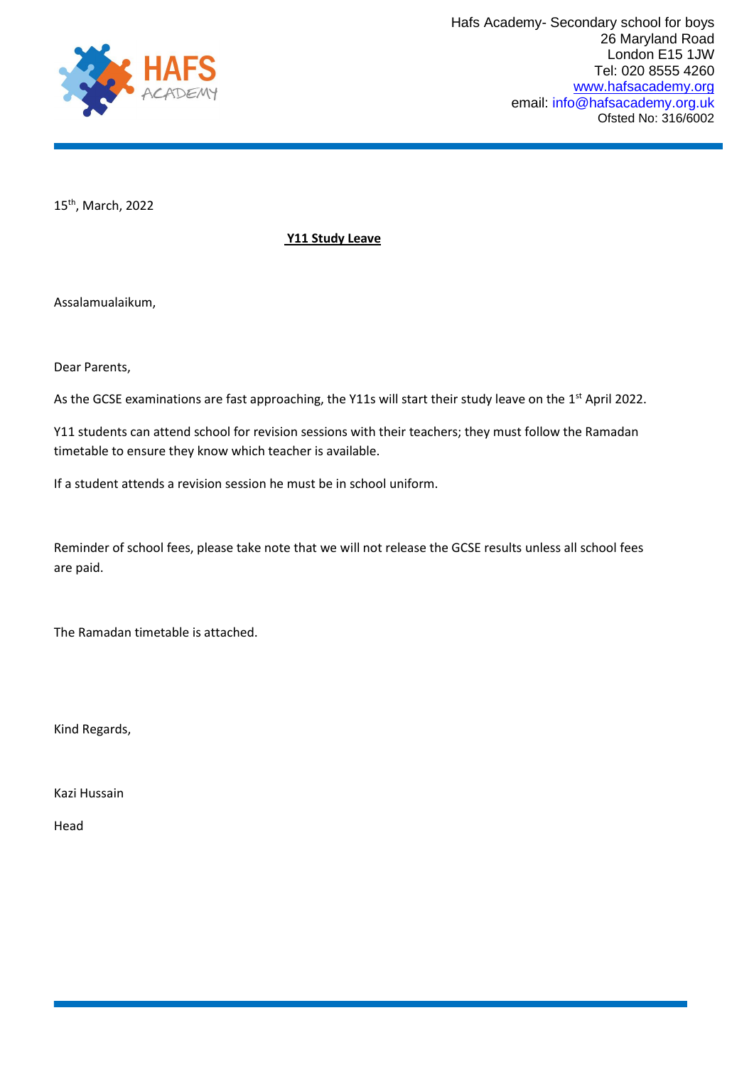HAFS ACADEMY

Hafs Academy- Secondary school for boys
26 Maryland Road
London E15 1JW
Tel: 020 8555 4260
www.hafsacademy.org
email: info@hafsacademy.org.uk
Ofsted No: 316/6002

15th, March, 2022

**Y11 Study Leave**

Assalamualaikum,

Dear Parents,

As the GCSE examinations are fast approaching, the Y11s will start their study leave on the 1st April 2022.

Y11 students can attend school for revision sessions with their teachers; they must follow the Ramadan timetable to ensure they know which teacher is available.

If a student attends a revision session he must be in school uniform.

Reminder of school fees, please take note that we will not release the GCSE results unless all school fees are paid.

The Ramadan timetable is attached.

Kind Regards,

Kazi Hussain

Head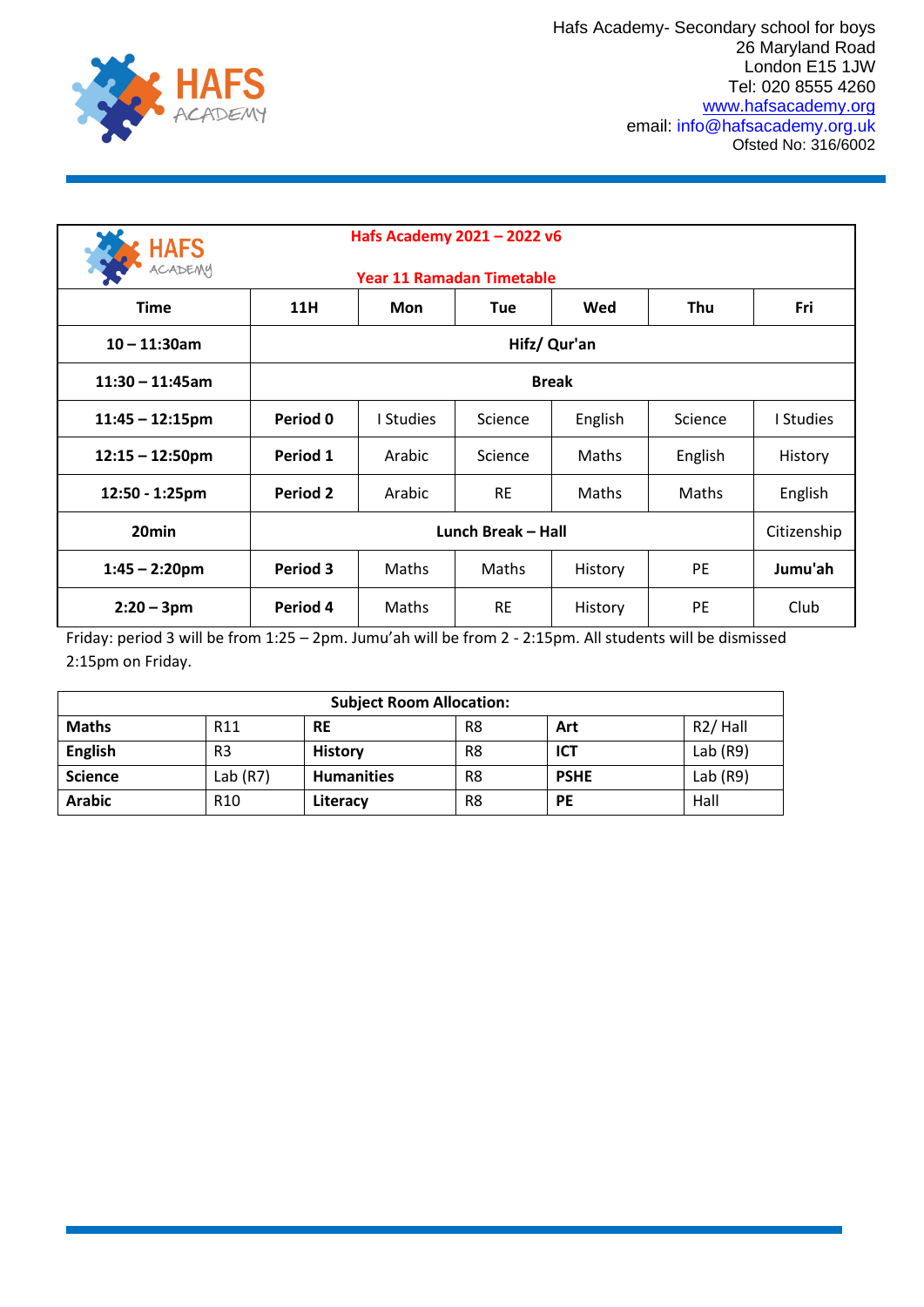Hafs Academy- Secondary school for boys
26 Maryland Road
London E15 1JW
Tel: 020 8555 4260
www.hafsacademy.org
email: info@hafsacademy.org.uk
Ofsted No: 316/6002

**Hafs Academy 2021 – 2022 v6**

**Year 11 Ramadan Timetable**

| Time | 11H | Mon | Tue | Wed | Thu | Fri |
|---|---|---|---|---|---|---|
| **10 – 11:30am** | **Hifz/ Qur'an** | | | | | |
| **11:30 – 11:45am** | **Break** | | | | | |
| **11:45 – 12:15pm** | **Period 0** | I Studies | Science | English | Science | I Studies |
| **12:15 – 12:50pm** | **Period 1** | Arabic | Science | Maths | English | History |
| **12:50 - 1:25pm** | **Period 2** | Arabic | RE | Maths | Maths | English |
| **20min** | **Lunch Break – Hall** | | | | | Citizenship |
| **1:45 – 2:20pm** | **Period 3** | Maths | Maths | History | PE | **Jumu'ah** |
| **2:20 – 3pm** | **Period 4** | Maths | RE | History | PE | Club |

Friday: period 3 will be from 1:25 – 2pm. Jumu'ah will be from 2 - 2:15pm. All students will be dismissed 2:15pm on Friday.

| **Subject Room Allocation:** | | | | | |
|---|---|---|---|---|---|
| **Maths** | R11 | **RE** | R8 | **Art** | R2/ Hall |
| **English** | R3 | **History** | R8 | **ICT** | Lab (R9) |
| **Science** | Lab (R7) | **Humanities** | R8 | **PSHE** | Lab (R9) |
| **Arabic** | R10 | **Literacy** | R8 | **PE** | Hall |